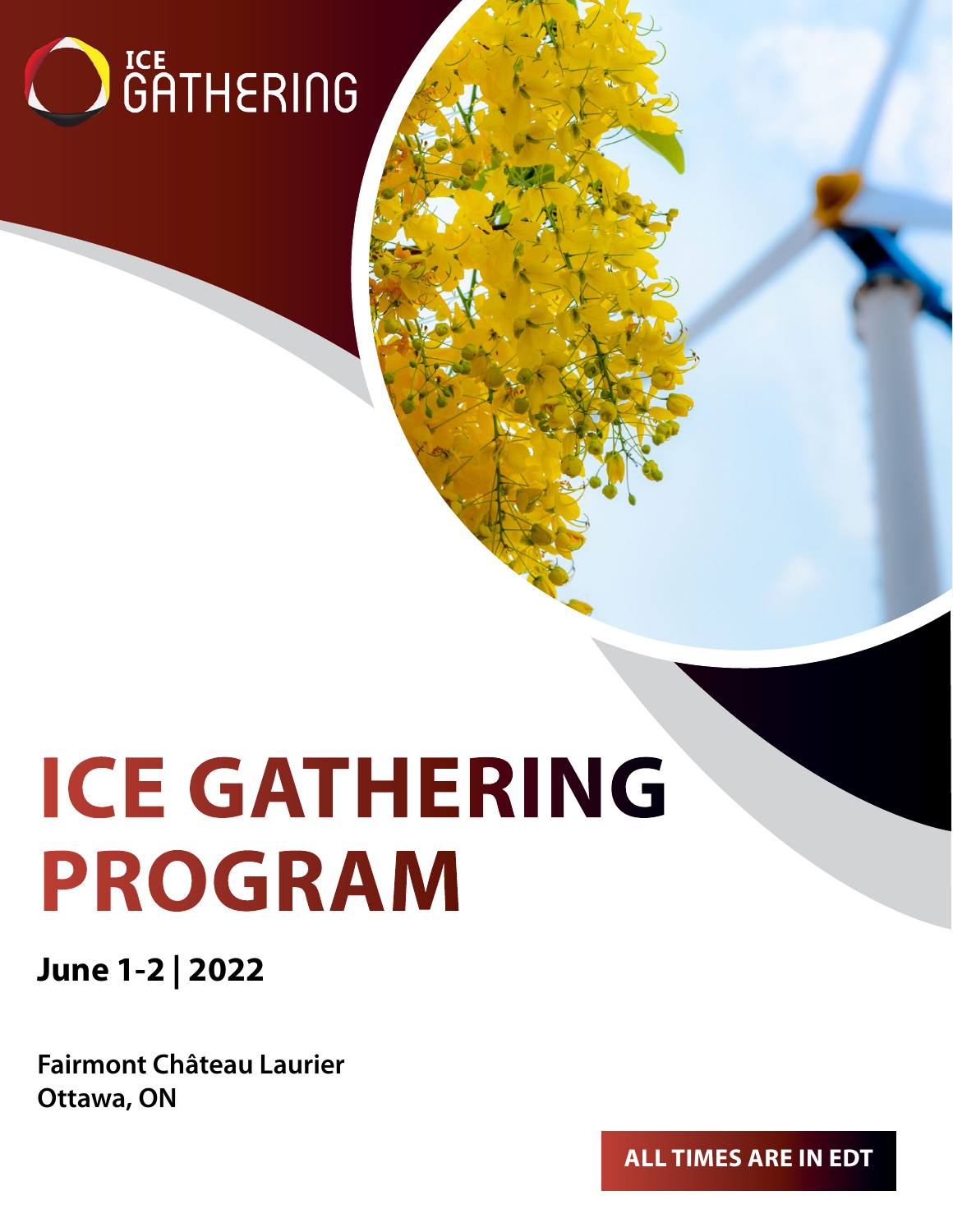ICE GATHERING

# ICE GATHERING PROGRAM

**June 1-2 | 2022**

**Fairmont Château Laurier**
**Ottawa, ON**

**ALL TIMES ARE IN EDT**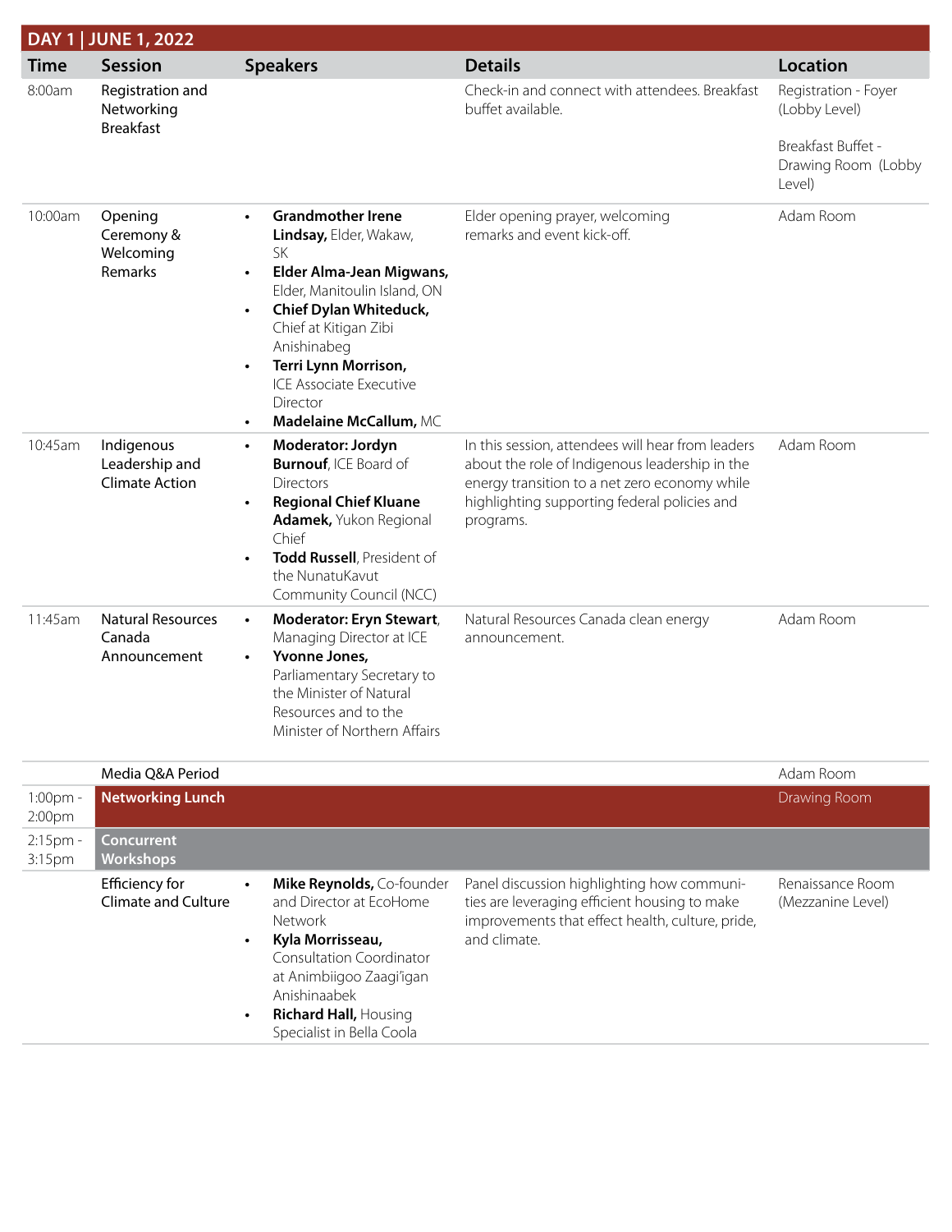## DAY 1 | JUNE 1, 2022

| Time | Session | Speakers | Details | Location |
|---|---|---|---|---|
| 8:00am | Registration and Networking Breakfast | | Check-in and connect with attendees. Breakfast buffet available. | Registration - Foyer (Lobby Level)<br><br>Breakfast Buffet - Drawing Room (Lobby Level) |
| 10:00am | Opening Ceremony & Welcoming Remarks | • **Grandmother Irene Lindsay,** Elder, Wakaw, SK<br>• **Elder Alma-Jean Migwans,** Elder, Manitoulin Island, ON<br>• **Chief Dylan Whiteduck,** Chief at Kitigan Zibi Anishinabeg<br>• **Terri Lynn Morrison,** ICE Associate Executive Director<br>• **Madelaine McCallum,** MC | Elder opening prayer, welcoming remarks and event kick-off. | Adam Room |
| 10:45am | Indigenous Leadership and Climate Action | • **Moderator: Jordyn Burnouf**, ICE Board of Directors<br>• **Regional Chief Kluane Adamek,** Yukon Regional Chief<br>• **Todd Russell**, President of the NunatuKavut Community Council (NCC) | In this session, attendees will hear from leaders about the role of Indigenous leadership in the energy transition to a net zero economy while highlighting supporting federal policies and programs. | Adam Room |
| 11:45am | Natural Resources Canada Announcement | • **Moderator: Eryn Stewart**, Managing Director at ICE<br>• **Yvonne Jones,** Parliamentary Secretary to the Minister of Natural Resources and to the Minister of Northern Affairs | Natural Resources Canada clean energy announcement. | Adam Room |
| | Media Q&A Period | | | Adam Room |
| 1:00pm - 2:00pm | **Networking Lunch** | | | Drawing Room |
| 2:15pm - 3:15pm | **Concurrent Workshops** | | | |
| | Efficiency for Climate and Culture | • **Mike Reynolds,** Co-founder and Director at EcoHome Network<br>• **Kyla Morrisseau,** Consultation Coordinator at Animbiigoo Zaagi'igan Anishinaabek<br>• **Richard Hall,** Housing Specialist in Bella Coola | Panel discussion highlighting how communities are leveraging efficient housing to make improvements that effect health, culture, pride, and climate. | Renaissance Room (Mezzanine Level) |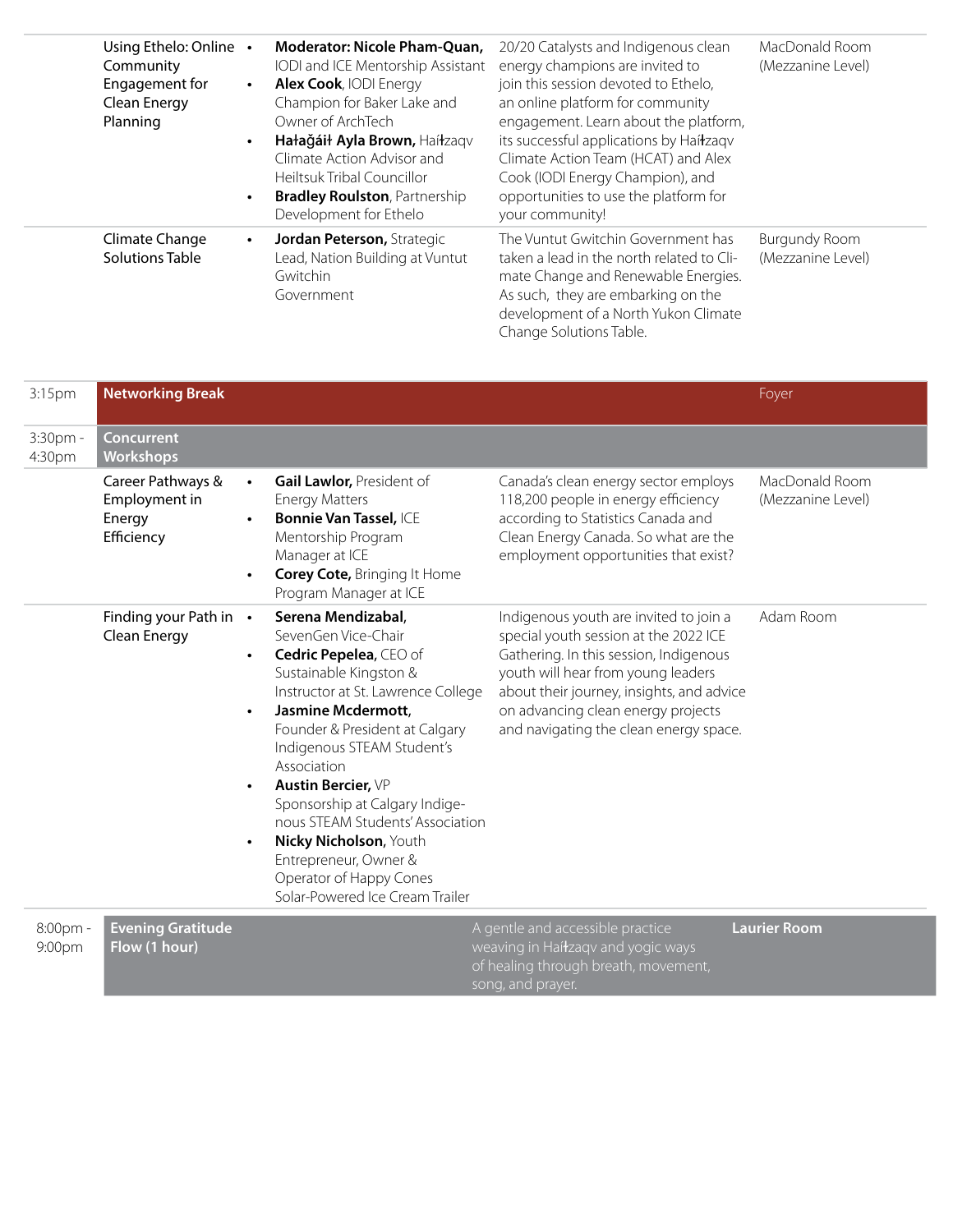| Time | Session | Speakers | Description | Location |
|---|---|---|---|---|
| | Using Ethelo: Online Community Engagement for Clean Energy Planning | • **Moderator: Nicole Pham-Quan,** IODI and ICE Mentorship Assistant<br>• **Alex Cook**, IODI Energy Champion for Baker Lake and Owner of ArchTech<br>• **Hałağáiɫ Ayla Brown,** Haíɫzaqv Climate Action Advisor and Heiltsuk Tribal Councillor<br>• **Bradley Roulston**, Partnership Development for Ethelo | 20/20 Catalysts and Indigenous clean energy champions are invited to join this session devoted to Ethelo, an online platform for community engagement. Learn about the platform, its successful applications by Haíɫzaqv Climate Action Team (HCAT) and Alex Cook (IODI Energy Champion), and opportunities to use the platform for your community! | MacDonald Room (Mezzanine Level) |
| | Climate Change Solutions Table | • **Jordan Peterson,** Strategic Lead, Nation Building at Vuntut Gwitchin Government | The Vuntut Gwitchin Government has taken a lead in the north related to Climate Change and Renewable Energies. As such, they are embarking on the development of a North Yukon Climate Change Solutions Table. | Burgundy Room (Mezzanine Level) |
| 3:15pm | **Networking Break** | | | Foyer |
| 3:30pm - 4:30pm | **Concurrent Workshops** | | | |
| | Career Pathways & Employment in Energy Efficiency | • **Gail Lawlor,** President of Energy Matters<br>• **Bonnie Van Tassel,** ICE Mentorship Program Manager at ICE<br>• **Corey Cote,** Bringing It Home Program Manager at ICE | Canada's clean energy sector employs 118,200 people in energy efficiency according to Statistics Canada and Clean Energy Canada. So what are the employment opportunities that exist? | MacDonald Room (Mezzanine Level) |
| | Finding your Path in Clean Energy | • **Serena Mendizabal,** SevenGen Vice-Chair<br>• **Cedric Pepelea,** CEO of Sustainable Kingston & Instructor at St. Lawrence College<br>• **Jasmine Mcdermott,** Founder & President at Calgary Indigenous STEAM Student's Association<br>• **Austin Bercier,** VP Sponsorship at Calgary Indigenous STEAM Students' Association<br>• **Nicky Nicholson,** Youth Entrepreneur, Owner & Operator of Happy Cones Solar-Powered Ice Cream Trailer | Indigenous youth are invited to join a special youth session at the 2022 ICE Gathering. In this session, Indigenous youth will hear from young leaders about their journey, insights, and advice on advancing clean energy projects and navigating the clean energy space. | Adam Room |
| 8:00pm - 9:00pm | **Evening Gratitude Flow (1 hour)** | | A gentle and accessible practice weaving in Haíɫzaqv and yogic ways of healing through breath, movement, song, and prayer. | **Laurier Room** |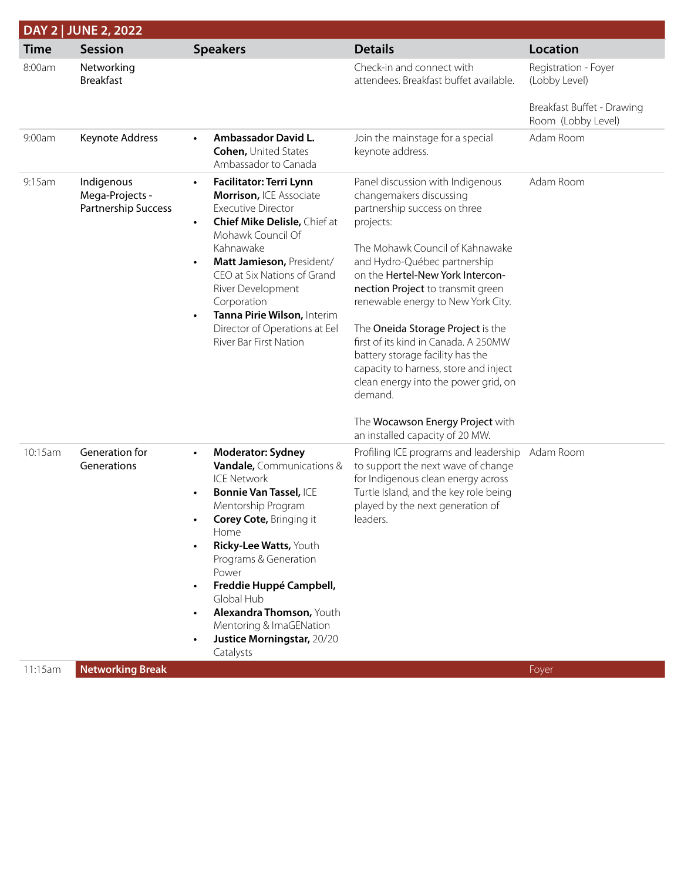## DAY 2 | JUNE 2, 2022

| Time | Session | Speakers | Details | Location |
|---|---|---|---|---|
| 8:00am | Networking Breakfast | | Check-in and connect with attendees. Breakfast buffet available. | Registration - Foyer (Lobby Level)<br><br>Breakfast Buffet - Drawing Room (Lobby Level) |
| 9:00am | Keynote Address | • **Ambassador David L. Cohen,** United States Ambassador to Canada | Join the mainstage for a special keynote address. | Adam Room |
| 9:15am | Indigenous Mega-Projects - Partnership Success | • **Facilitator: Terri Lynn Morrison,** ICE Associate Executive Director<br>• **Chief Mike Delisle,** Chief at Mohawk Council Of Kahnawake<br>• **Matt Jamieson,** President/CEO at Six Nations of Grand River Development Corporation<br>• **Tanna Pirie Wilson,** Interim Director of Operations at Eel River Bar First Nation | Panel discussion with Indigenous changemakers discussing partnership success on three projects:<br><br>The Mohawk Council of Kahnawake and Hydro-Québec partnership on the Hertel-New York Interconnection Project to transmit green renewable energy to New York City.<br><br>The Oneida Storage Project is the first of its kind in Canada. A 250MW battery storage facility has the capacity to harness, store and inject clean energy into the power grid, on demand.<br><br>The Wocawson Energy Project with an installed capacity of 20 MW. | Adam Room |
| 10:15am | Generation for Generations | • **Moderator: Sydney Vandale,** Communications & ICE Network<br>• **Bonnie Van Tassel,** ICE Mentorship Program<br>• **Corey Cote,** Bringing it Home<br>• **Ricky-Lee Watts,** Youth Programs & Generation Power<br>• **Freddie Huppé Campbell,** Global Hub<br>• **Alexandra Thomson,** Youth Mentoring & ImaGENation<br>• **Justice Morningstar,** 20/20 Catalysts | Profiling ICE programs and leadership to support the next wave of change for Indigenous clean energy across Turtle Island, and the key role being played by the next generation of leaders. | Adam Room |
| 11:15am | **Networking Break** | | | Foyer |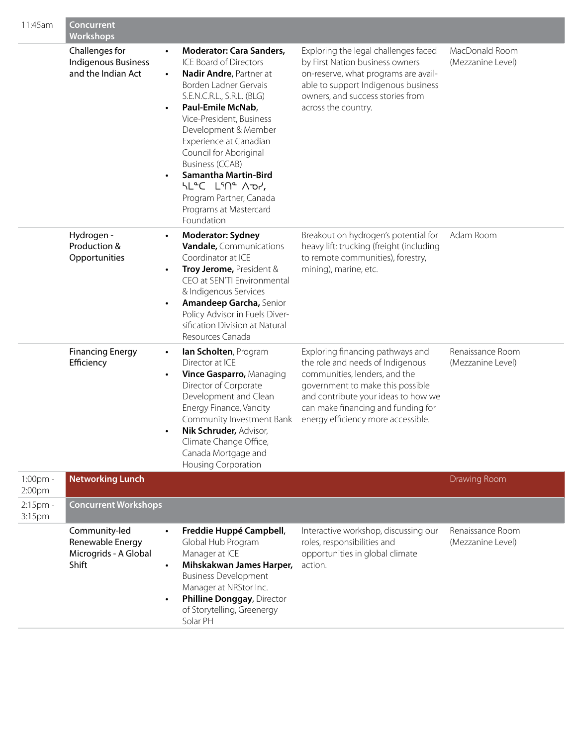| Time | Session | Speakers | Description | Location |
|---|---|---|---|---|
| 11:45am | **Concurrent Workshops** | | | |
| | Challenges for Indigenous Business and the Indian Act | • **Moderator: Cara Sanders,** ICE Board of Directors<br>• **Nadir Andre,** Partner at Borden Ladner Gervais S.E.N.C.R.L., S.R.L. (BLG)<br>• **Paul-Emile McNab,** Vice-President, Business Development & Member Experience at Canadian Council for Aboriginal Business (CCAB)<br>• **Samantha Martin-Bird ᓴᒪᓐᑕ ᒫᑎᓐ ᐱᓂᓯ,** Program Partner, Canada Programs at Mastercard Foundation | Exploring the legal challenges faced by First Nation business owners on-reserve, what programs are available to support Indigenous business owners, and success stories from across the country. | MacDonald Room (Mezzanine Level) |
| | Hydrogen - Production & Opportunities | • **Moderator: Sydney Vandale,** Communications Coordinator at ICE<br>• **Troy Jerome,** President & CEO at SEN'TI Environmental & Indigenous Services<br>• **Amandeep Garcha,** Senior Policy Advisor in Fuels Diversification Division at Natural Resources Canada | Breakout on hydrogen's potential for heavy lift: trucking (freight (including to remote communities), forestry, mining), marine, etc. | Adam Room |
| | Financing Energy Efficiency | • **Ian Scholten**, Program Director at ICE<br>• **Vince Gasparro,** Managing Director of Corporate Development and Clean Energy Finance, Vancity Community Investment Bank<br>• **Nik Schruder,** Advisor, Climate Change Office, Canada Mortgage and Housing Corporation | Exploring financing pathways and the role and needs of Indigenous communities, lenders, and the government to make this possible and contribute your ideas to how we can make financing and funding for energy efficiency more accessible. | Renaissance Room (Mezzanine Level) |
| 1:00pm - 2:00pm | **Networking Lunch** | | | Drawing Room |
| 2:15pm - 3:15pm | **Concurrent Workshops** | | | |
| | Community-led Renewable Energy Microgrids - A Global Shift | • **Freddie Huppé Campbell,** Global Hub Program Manager at ICE<br>• **Mihskakwan James Harper,** Business Development Manager at NRStor Inc.<br>• **Philline Donggay,** Director of Storytelling, Greenergy Solar PH | Interactive workshop, discussing our roles, responsibilities and opportunities in global climate action. | Renaissance Room (Mezzanine Level) |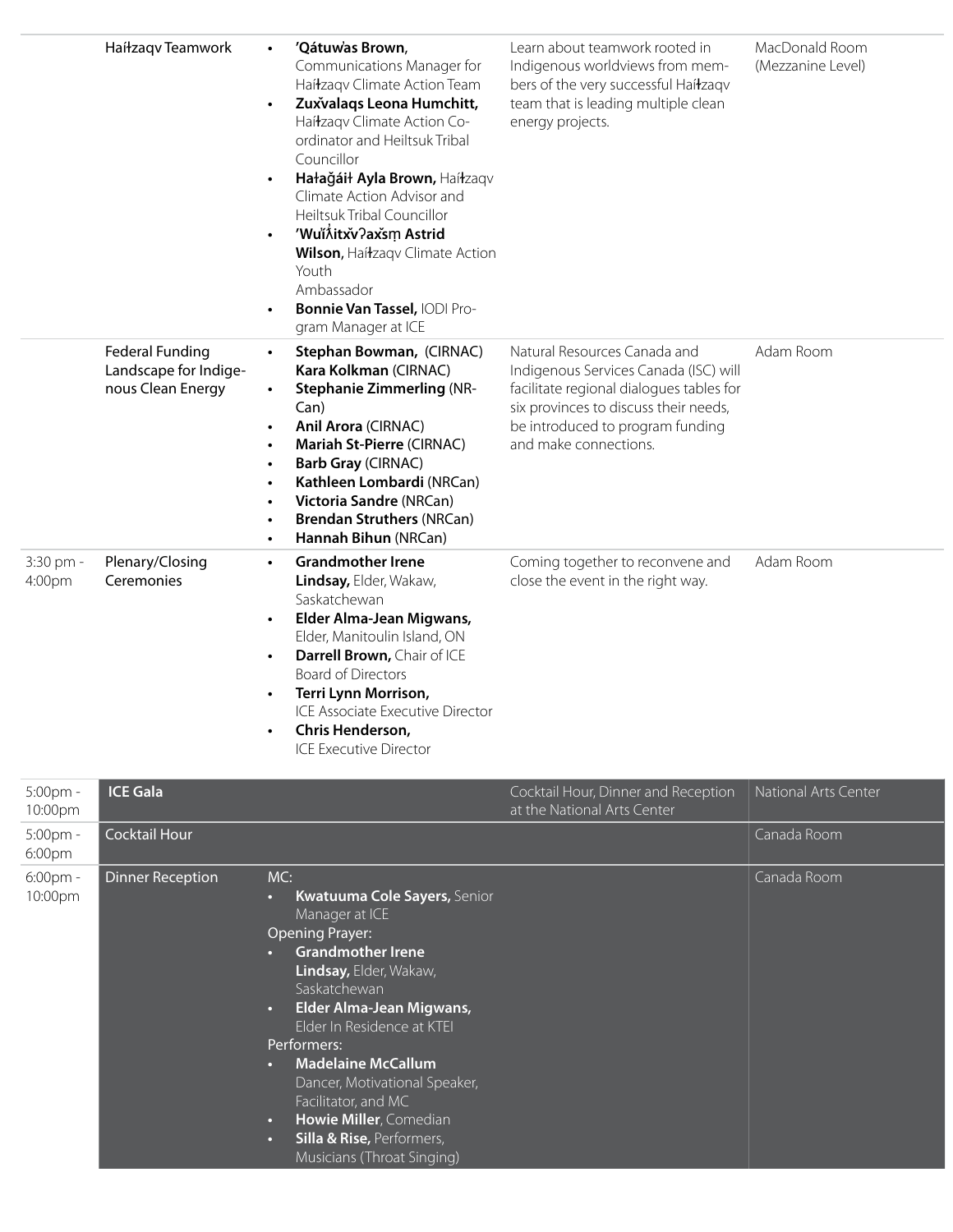| | | | | |
|---|---|---|---|---|
| | Haíɫzaqv Teamwork | • **'Qátuw̓as Brown**, Communications Manager for Haíɫzaqv Climate Action Team<br>• **Zux̌valaqs Leona Humchitt,** Haíɫzaqv Climate Action Co-ordinator and Heiltsuk Tribal Councillor<br>• **Hałaǧáiɫ Ayla Brown,** Haíɫzaqv Climate Action Advisor and Heiltsuk Tribal Councillor<br>• **'Wuíƛ̓itx̌vʔax̌sm̓ Astrid Wilson,** Haíɫzaqv Climate Action Youth Ambassador<br>• **Bonnie Van Tassel,** IODI Program Manager at ICE | Learn about teamwork rooted in Indigenous worldviews from members of the very successful Haíɫzaqv team that is leading multiple clean energy projects. | MacDonald Room (Mezzanine Level) |
| | Federal Funding Landscape for Indigenous Clean Energy | • **Stephan Bowman,** (CIRNAC) **Kara Kolkman** (CIRNAC)<br>• **Stephanie Zimmerling** (NRCan)<br>• **Anil Arora** (CIRNAC)<br>• **Mariah St-Pierre** (CIRNAC)<br>• **Barb Gray** (CIRNAC)<br>• **Kathleen Lombardi** (NRCan)<br>• **Victoria Sandre** (NRCan)<br>• **Brendan Struthers** (NRCan)<br>• **Hannah Bihun** (NRCan) | Natural Resources Canada and Indigenous Services Canada (ISC) will facilitate regional dialogues tables for six provinces to discuss their needs, be introduced to program funding and make connections. | Adam Room |
| 3:30 pm - 4:00pm | Plenary/Closing Ceremonies | • **Grandmother Irene Lindsay,** Elder, Wakaw, Saskatchewan<br>• **Elder Alma-Jean Migwans,** Elder, Manitoulin Island, ON<br>• **Darrell Brown,** Chair of ICE Board of Directors<br>• **Terri Lynn Morrison,** ICE Associate Executive Director<br>• **Chris Henderson,** ICE Executive Director | Coming together to reconvene and close the event in the right way. | Adam Room |
| 5:00pm - 10:00pm | **ICE Gala** | | Cocktail Hour, Dinner and Reception at the National Arts Center | National Arts Center |
| 5:00pm - 6:00pm | Cocktail Hour | | | Canada Room |
| 6:00pm - 10:00pm | Dinner Reception | MC:<br>• **Kwatuuma Cole Sayers,** Senior Manager at ICE<br>Opening Prayer:<br>• **Grandmother Irene Lindsay,** Elder, Wakaw, Saskatchewan<br>• **Elder Alma-Jean Migwans,** Elder In Residence at KTEI<br>Performers:<br>• **Madelaine McCallum** Dancer, Motivational Speaker, Facilitator, and MC<br>• **Howie Miller**, Comedian<br>• **Silla & Rise,** Performers, Musicians (Throat Singing) | | Canada Room |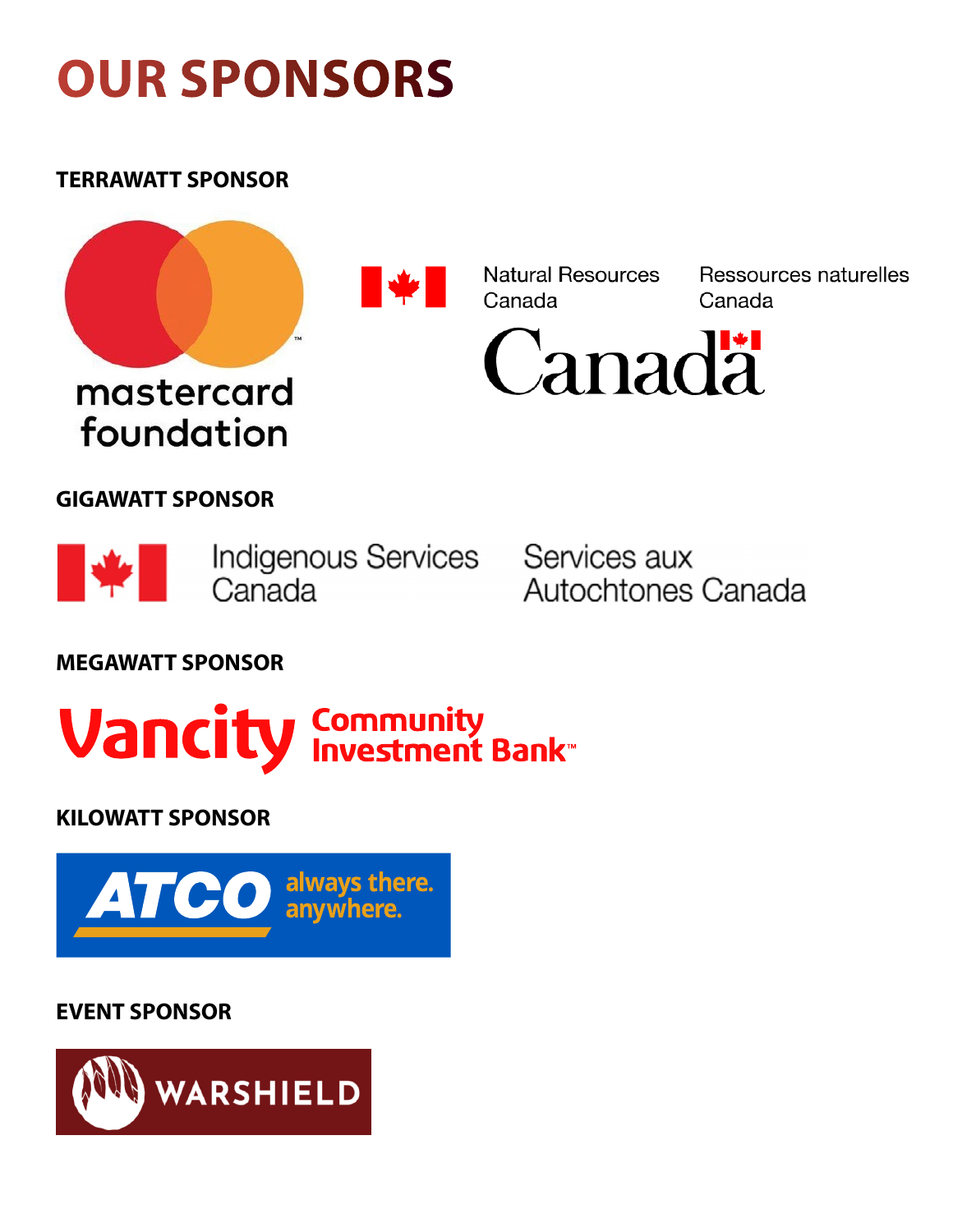# OUR SPONSORS

### TERRAWATT SPONSOR

mastercard foundation

Natural Resources Canada | Ressources naturelles Canada

Canada

### GIGAWATT SPONSOR

Indigenous Services Canada | Services aux Autochtones Canada

### MEGAWATT SPONSOR

Vancity Community Investment Bank™

### KILOWATT SPONSOR

ATCO always there. anywhere.

### EVENT SPONSOR

WARSHIELD